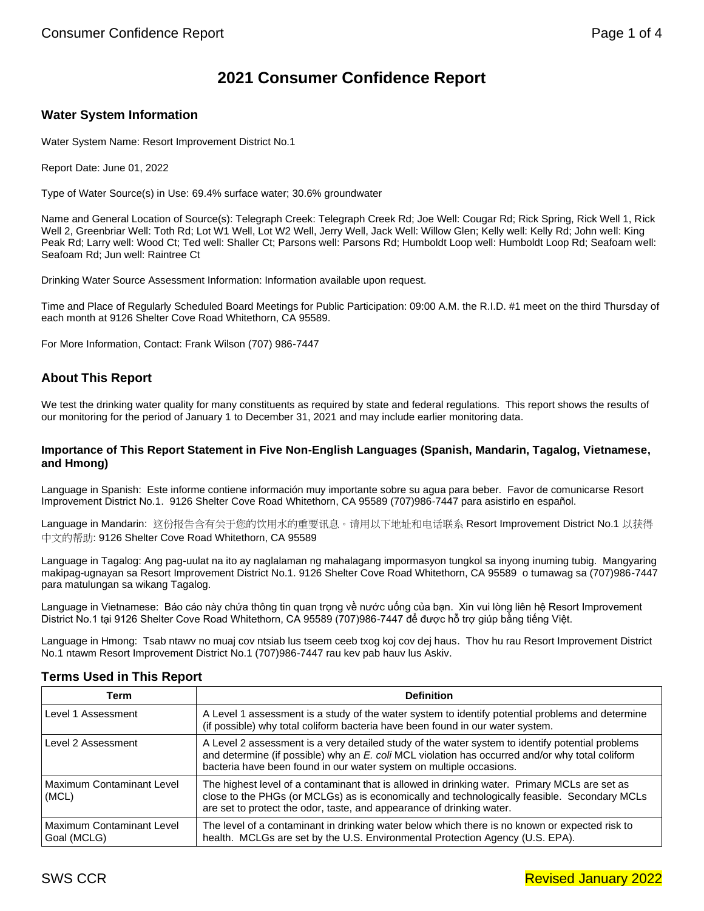# 2021 Consumer Confidence Report

## Water System Information

Water System Name: Resort Improvement District No.1

Report Date: June 01, 2022

Type of Water Source(s) in Use: 69.4% surface water; 30.6% groundwater

Name and General Location of Source(s): Telegraph Creek: Telegraph Creek Rd; Joe Well: Cougar Rd; Rick Spring, Rick Well 1, Rick Well 2, Greenbriar Well: Toth Rd; Lot W1 Well, Lot W2 Well, Jerry Well, Jack Well: Willow Glen; Kelly well: Kelly Rd; John well: King Peak Rd; Larry well: Wood Ct; Ted well: Shaller Ct; Parsons well: Parsons Rd; Humboldt Loop well: Humboldt Loop Rd; Seafoam well: Seafoam Rd; Jun well: Raintree Ct

Drinking Water Source Assessment Information: Information available upon request.

Time and Place of Regularly Scheduled Board Meetings for Public Participation: 09:00 A.M. the R.I.D. #1 meet on the third Thursday of each month at 9126 Shelter Cove Road Whitethorn, CA 95589.

For More Information, Contact: Frank Wilson (707) 986-7447

## About This Report

We test the drinking water quality for many constituents as required by state and federal regulations. This report shows the results of our monitoring for the period of January 1 to December 31, 2021 and may include earlier monitoring data.

### Importance of This Report Statement in Five Non-English Languages (Spanish, Mandarin, Tagalog, Vietnamese, and Hmong)

Language in Spanish: Este informe contiene información muy importante sobre su agua para beber. Favor de comunicarse Resort Improvement District No.1. 9126 Shelter Cove Road Whitethorn, CA 95589 (707)986-7447 para asistirlo en español.

Language in Mandarin: 这份报告含有关于您的饮用水的重要讯息。请用以下地址和电话联系 Resort Improvement District No.1 以获得中文的帮助: 9126 Shelter Cove Road Whitethorn, CA 95589

Language in Tagalog: Ang pag-uulat na ito ay naglalaman ng mahalagang impormasyon tungkol sa inyong inuming tubig. Mangyaring makipag-ugnayan sa Resort Improvement District No.1. 9126 Shelter Cove Road Whitethorn, CA 95589 o tumawag sa (707)986-7447 para matulungan sa wikang Tagalog.

Language in Vietnamese: Báo cáo này chứa thông tin quan trọng về nước uống của bạn. Xin vui lòng liên hệ Resort Improvement District No.1 tại 9126 Shelter Cove Road Whitethorn, CA 95589 (707)986-7447 để được hỗ trợ giúp bằng tiếng Việt.

Language in Hmong: Tsab ntawv no muaj cov ntsiab lus tseem ceeb txog koj cov dej haus. Thov hu rau Resort Improvement District No.1 ntawm Resort Improvement District No.1 (707)986-7447 rau kev pab hauv lus Askiv.

## Terms Used in This Report

| Term | Definition |
| --- | --- |
| Level 1 Assessment | A Level 1 assessment is a study of the water system to identify potential problems and determine (if possible) why total coliform bacteria have been found in our water system. |
| Level 2 Assessment | A Level 2 assessment is a very detailed study of the water system to identify potential problems and determine (if possible) why an *E. coli* MCL violation has occurred and/or why total coliform bacteria have been found in our water system on multiple occasions. |
| Maximum Contaminant Level (MCL) | The highest level of a contaminant that is allowed in drinking water. Primary MCLs are set as close to the PHGs (or MCLGs) as is economically and technologically feasible. Secondary MCLs are set to protect the odor, taste, and appearance of drinking water. |
| Maximum Contaminant Level Goal (MCLG) | The level of a contaminant in drinking water below which there is no known or expected risk to health. MCLGs are set by the U.S. Environmental Protection Agency (U.S. EPA). |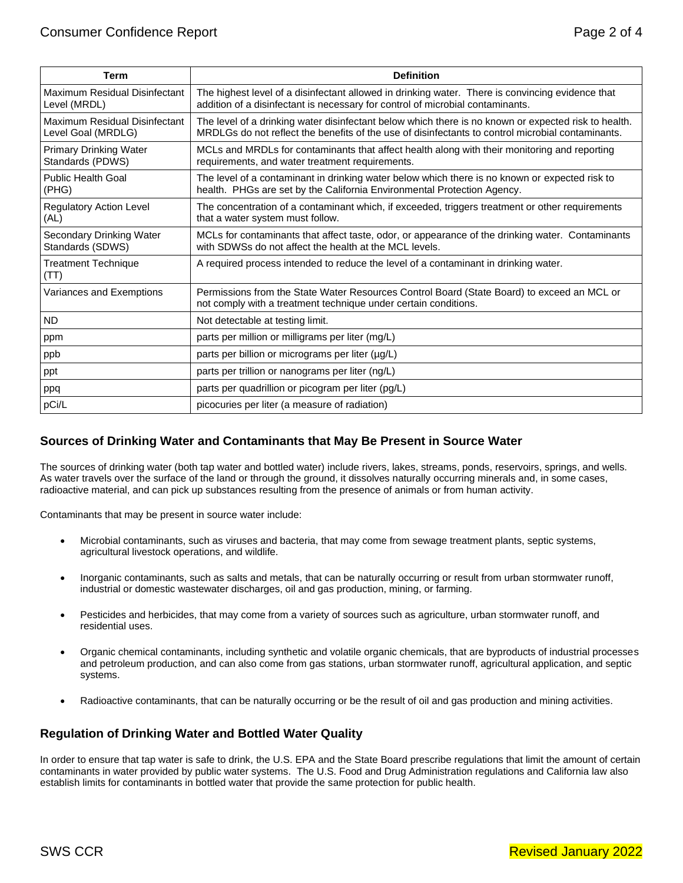| Term | Definition |
|---|---|
| Maximum Residual Disinfectant Level (MRDL) | The highest level of a disinfectant allowed in drinking water. There is convincing evidence that addition of a disinfectant is necessary for control of microbial contaminants. |
| Maximum Residual Disinfectant Level Goal (MRDLG) | The level of a drinking water disinfectant below which there is no known or expected risk to health. MRDLGs do not reflect the benefits of the use of disinfectants to control microbial contaminants. |
| Primary Drinking Water Standards (PDWS) | MCLs and MRDLs for contaminants that affect health along with their monitoring and reporting requirements, and water treatment requirements. |
| Public Health Goal (PHG) | The level of a contaminant in drinking water below which there is no known or expected risk to health. PHGs are set by the California Environmental Protection Agency. |
| Regulatory Action Level (AL) | The concentration of a contaminant which, if exceeded, triggers treatment or other requirements that a water system must follow. |
| Secondary Drinking Water Standards (SDWS) | MCLs for contaminants that affect taste, odor, or appearance of the drinking water. Contaminants with SDWSs do not affect the health at the MCL levels. |
| Treatment Technique (TT) | A required process intended to reduce the level of a contaminant in drinking water. |
| Variances and Exemptions | Permissions from the State Water Resources Control Board (State Board) to exceed an MCL or not comply with a treatment technique under certain conditions. |
| ND | Not detectable at testing limit. |
| ppm | parts per million or milligrams per liter (mg/L) |
| ppb | parts per billion or micrograms per liter (µg/L) |
| ppt | parts per trillion or nanograms per liter (ng/L) |
| ppq | parts per quadrillion or picogram per liter (pg/L) |
| pCi/L | picocuries per liter (a measure of radiation) |

## Sources of Drinking Water and Contaminants that May Be Present in Source Water

The sources of drinking water (both tap water and bottled water) include rivers, lakes, streams, ponds, reservoirs, springs, and wells. As water travels over the surface of the land or through the ground, it dissolves naturally occurring minerals and, in some cases, radioactive material, and can pick up substances resulting from the presence of animals or from human activity.

Contaminants that may be present in source water include:

- Microbial contaminants, such as viruses and bacteria, that may come from sewage treatment plants, septic systems, agricultural livestock operations, and wildlife.
- Inorganic contaminants, such as salts and metals, that can be naturally occurring or result from urban stormwater runoff, industrial or domestic wastewater discharges, oil and gas production, mining, or farming.
- Pesticides and herbicides, that may come from a variety of sources such as agriculture, urban stormwater runoff, and residential uses.
- Organic chemical contaminants, including synthetic and volatile organic chemicals, that are byproducts of industrial processes and petroleum production, and can also come from gas stations, urban stormwater runoff, agricultural application, and septic systems.
- Radioactive contaminants, that can be naturally occurring or be the result of oil and gas production and mining activities.

## Regulation of Drinking Water and Bottled Water Quality

In order to ensure that tap water is safe to drink, the U.S. EPA and the State Board prescribe regulations that limit the amount of certain contaminants in water provided by public water systems. The U.S. Food and Drug Administration regulations and California law also establish limits for contaminants in bottled water that provide the same protection for public health.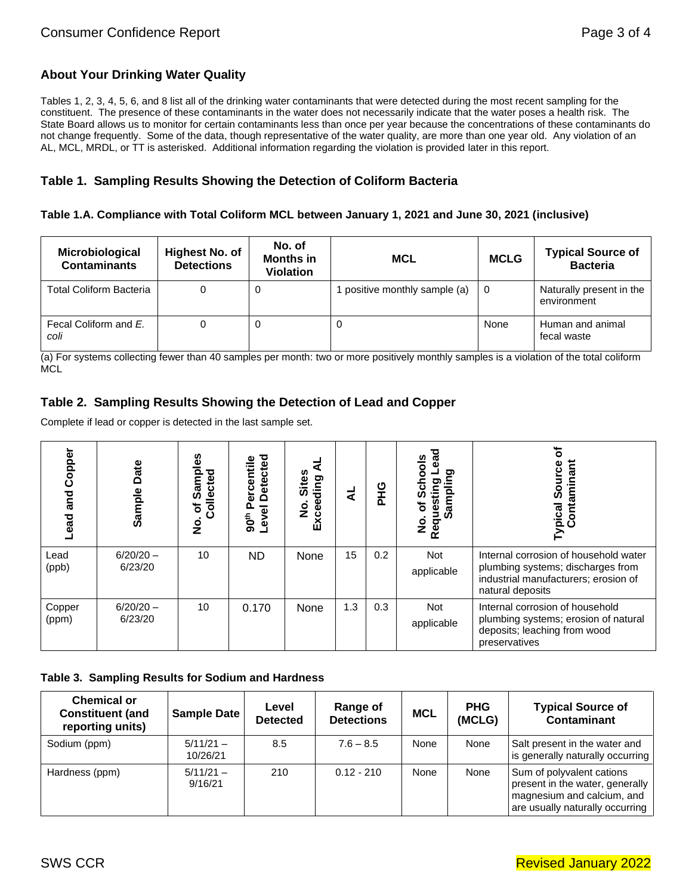## About Your Drinking Water Quality

Tables 1, 2, 3, 4, 5, 6, and 8 list all of the drinking water contaminants that were detected during the most recent sampling for the constituent. The presence of these contaminants in the water does not necessarily indicate that the water poses a health risk. The State Board allows us to monitor for certain contaminants less than once per year because the concentrations of these contaminants do not change frequently. Some of the data, though representative of the water quality, are more than one year old. Any violation of an AL, MCL, MRDL, or TT is asterisked. Additional information regarding the violation is provided later in this report.

## Table 1. Sampling Results Showing the Detection of Coliform Bacteria

### Table 1.A. Compliance with Total Coliform MCL between January 1, 2021 and June 30, 2021 (inclusive)

| Microbiological Contaminants | Highest No. of Detections | No. of Months in Violation | MCL | MCLG | Typical Source of Bacteria |
|---|---|---|---|---|---|
| Total Coliform Bacteria | 0 | 0 | 1 positive monthly sample (a) | 0 | Naturally present in the environment |
| Fecal Coliform and *E. coli* | 0 | 0 | 0 | None | Human and animal fecal waste |

(a) For systems collecting fewer than 40 samples per month: two or more positively monthly samples is a violation of the total coliform MCL

## Table 2. Sampling Results Showing the Detection of Lead and Copper

Complete if lead or copper is detected in the last sample set.

| Lead and Copper | Sample Date | No. of Samples Collected | 90th Percentile Level Detected | No. Sites Exceeding AL | AL | PHG | No. of Schools Requesting Lead Sampling | Typical Source of Contaminant |
|---|---|---|---|---|---|---|---|---|
| Lead (ppb) | 6/20/20 – 6/23/20 | 10 | ND | None | 15 | 0.2 | Not applicable | Internal corrosion of household water plumbing systems; discharges from industrial manufacturers; erosion of natural deposits |
| Copper (ppm) | 6/20/20 – 6/23/20 | 10 | 0.170 | None | 1.3 | 0.3 | Not applicable | Internal corrosion of household plumbing systems; erosion of natural deposits; leaching from wood preservatives |

### Table 3. Sampling Results for Sodium and Hardness

| Chemical or Constituent (and reporting units) | Sample Date | Level Detected | Range of Detections | MCL | PHG (MCLG) | Typical Source of Contaminant |
|---|---|---|---|---|---|---|
| Sodium (ppm) | 5/11/21 – 10/26/21 | 8.5 | 7.6 – 8.5 | None | None | Salt present in the water and is generally naturally occurring |
| Hardness (ppm) | 5/11/21 – 9/16/21 | 210 | 0.12 - 210 | None | None | Sum of polyvalent cations present in the water, generally magnesium and calcium, and are usually naturally occurring |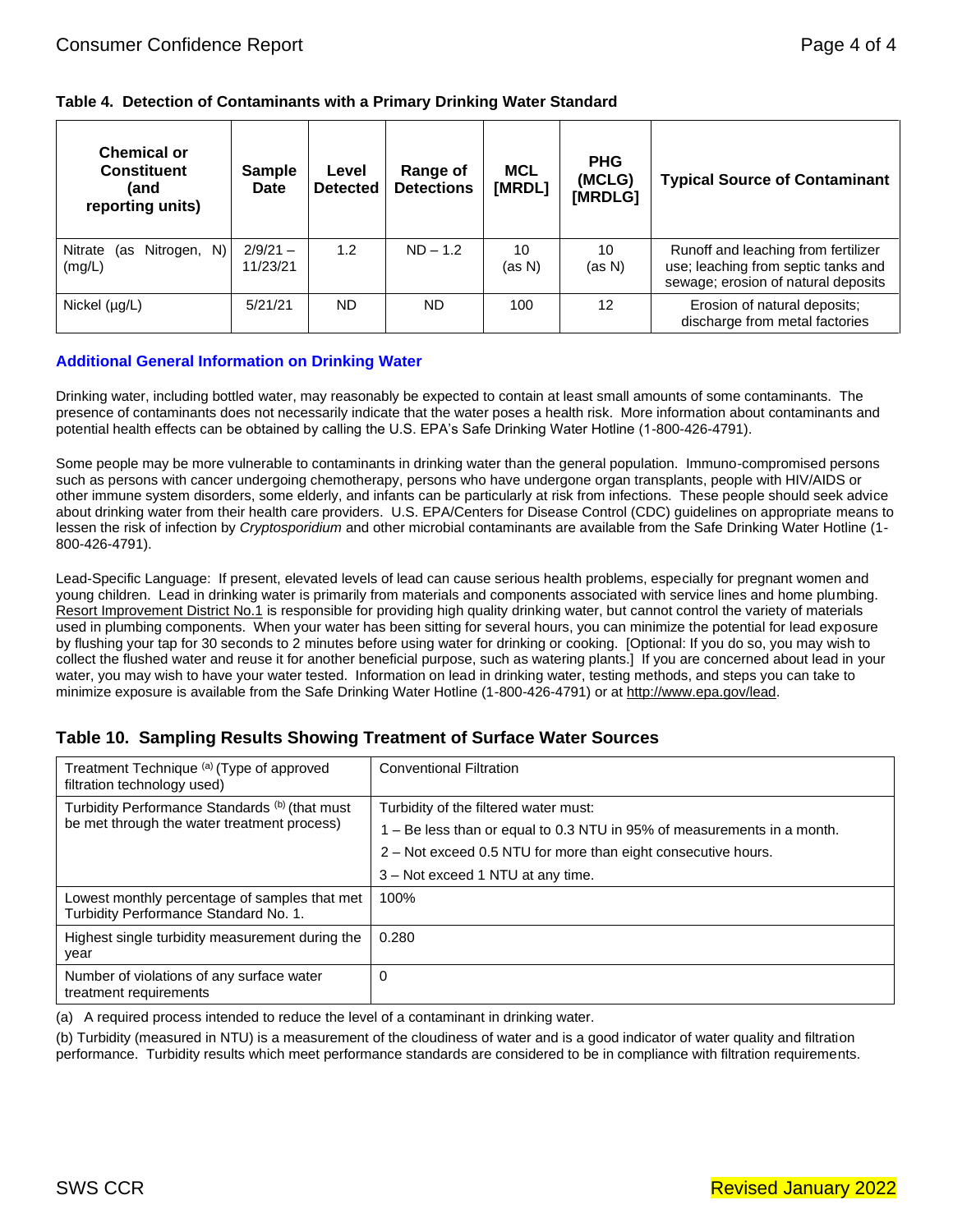### Table 4. Detection of Contaminants with a Primary Drinking Water Standard

| Chemical or Constituent (and reporting units) | Sample Date | Level Detected | Range of Detections | MCL [MRDL] | PHG (MCLG) [MRDLG] | Typical Source of Contaminant |
|---|---|---|---|---|---|---|
| Nitrate (as Nitrogen, N) (mg/L) | 2/9/21 – 11/23/21 | 1.2 | ND – 1.2 | 10 (as N) | 10 (as N) | Runoff and leaching from fertilizer use; leaching from septic tanks and sewage; erosion of natural deposits |
| Nickel (µg/L) | 5/21/21 | ND | ND | 100 | 12 | Erosion of natural deposits; discharge from metal factories |

## Additional General Information on Drinking Water

Drinking water, including bottled water, may reasonably be expected to contain at least small amounts of some contaminants. The presence of contaminants does not necessarily indicate that the water poses a health risk. More information about contaminants and potential health effects can be obtained by calling the U.S. EPA's Safe Drinking Water Hotline (1-800-426-4791).

Some people may be more vulnerable to contaminants in drinking water than the general population. Immuno-compromised persons such as persons with cancer undergoing chemotherapy, persons who have undergone organ transplants, people with HIV/AIDS or other immune system disorders, some elderly, and infants can be particularly at risk from infections. These people should seek advice about drinking water from their health care providers. U.S. EPA/Centers for Disease Control (CDC) guidelines on appropriate means to lessen the risk of infection by *Cryptosporidium* and other microbial contaminants are available from the Safe Drinking Water Hotline (1-800-426-4791).

Lead-Specific Language: If present, elevated levels of lead can cause serious health problems, especially for pregnant women and young children. Lead in drinking water is primarily from materials and components associated with service lines and home plumbing. Resort Improvement District No.1 is responsible for providing high quality drinking water, but cannot control the variety of materials used in plumbing components. When your water has been sitting for several hours, you can minimize the potential for lead exposure by flushing your tap for 30 seconds to 2 minutes before using water for drinking or cooking. [Optional: If you do so, you may wish to collect the flushed water and reuse it for another beneficial purpose, such as watering plants.] If you are concerned about lead in your water, you may wish to have your water tested. Information on lead in drinking water, testing methods, and steps you can take to minimize exposure is available from the Safe Drinking Water Hotline (1-800-426-4791) or at http://www.epa.gov/lead.

### Table 10. Sampling Results Showing Treatment of Surface Water Sources

| | |
|---|---|
| Treatment Technique [(a)] (Type of approved filtration technology used) | Conventional Filtration |
| Turbidity Performance Standards [(b)] (that must be met through the water treatment process) | Turbidity of the filtered water must:<br>1 – Be less than or equal to 0.3 NTU in 95% of measurements in a month.<br>2 – Not exceed 0.5 NTU for more than eight consecutive hours.<br>3 – Not exceed 1 NTU at any time. |
| Lowest monthly percentage of samples that met Turbidity Performance Standard No. 1. | 100% |
| Highest single turbidity measurement during the year | 0.280 |
| Number of violations of any surface water treatment requirements | 0 |

(a) A required process intended to reduce the level of a contaminant in drinking water.

(b) Turbidity (measured in NTU) is a measurement of the cloudiness of water and is a good indicator of water quality and filtration performance. Turbidity results which meet performance standards are considered to be in compliance with filtration requirements.